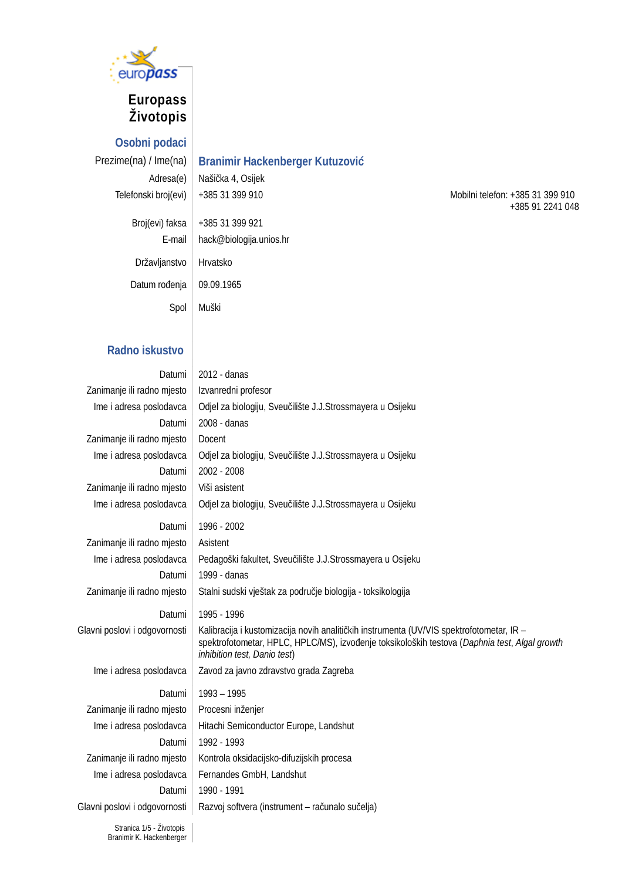# Europass Životopis

## Osobni podaci

| | |
|---|---|
| Prezime(na) / Ime(na) | **Branimir Hackenberger Kutuzović** |
| Adresa(e) | Našička 4, Osijek |
| Telefonski broj(evi) | +385 31 399 910 — Mobilni telefon: +385 31 399 910, +385 91 2241 048 |
| Broj(evi) faksa | +385 31 399 921 |
| E-mail | hack@biologija.unios.hr |
| Državljanstvo | Hrvatsko |
| Datum rođenja | 09.09.1965 |
| Spol | Muški |

## Radno iskustvo

| | |
|---|---|
| Datumi | 2012 - danas |
| Zanimanje ili radno mjesto | Izvanredni profesor |
| Ime i adresa poslodavca | Odjel za biologiju, Sveučilište J.J.Strossmayera u Osijeku |
| Datumi | 2008 - danas |
| Zanimanje ili radno mjesto | Docent |
| Ime i adresa poslodavca | Odjel za biologiju, Sveučilište J.J.Strossmayera u Osijeku |
| Datumi | 2002 - 2008 |
| Zanimanje ili radno mjesto | Viši asistent |
| Ime i adresa poslodavca | Odjel za biologiju, Sveučilište J.J.Strossmayera u Osijeku |
| Datumi | 1996 - 2002 |
| Zanimanje ili radno mjesto | Asistent |
| Ime i adresa poslodavca | Pedagoški fakultet, Sveučilište J.J.Strossmayera u Osijeku |
| Datumi | 1999 - danas |
| Zanimanje ili radno mjesto | Stalni sudski vještak za područje biologija - toksikologija |
| Datumi | 1995 - 1996 |
| Glavni poslovi i odgovornosti | Kalibracija i kustomizacija novih analitičkih instrumenta (UV/VIS spektrofotometar, IR – spektrofotometar, HPLC, HPLC/MS), izvođenje toksikoloških testova (*Daphnia test*, *Algal growth inhibition test, Danio test*) |
| Ime i adresa poslodavca | Zavod za javno zdravstvo grada Zagreba |
| Datumi | 1993 – 1995 |
| Zanimanje ili radno mjesto | Procesni inženjer |
| Ime i adresa poslodavca | Hitachi Semiconductor Europe, Landshut |
| Datumi | 1992 - 1993 |
| Zanimanje ili radno mjesto | Kontrola oksidacijsko-difuzijskih procesa |
| Ime i adresa poslodavca | Fernandes GmbH, Landshut |
| Datumi | 1990 - 1991 |
| Glavni poslovi i odgovornosti | Razvoj softvera (instrument – računalo sučelja) |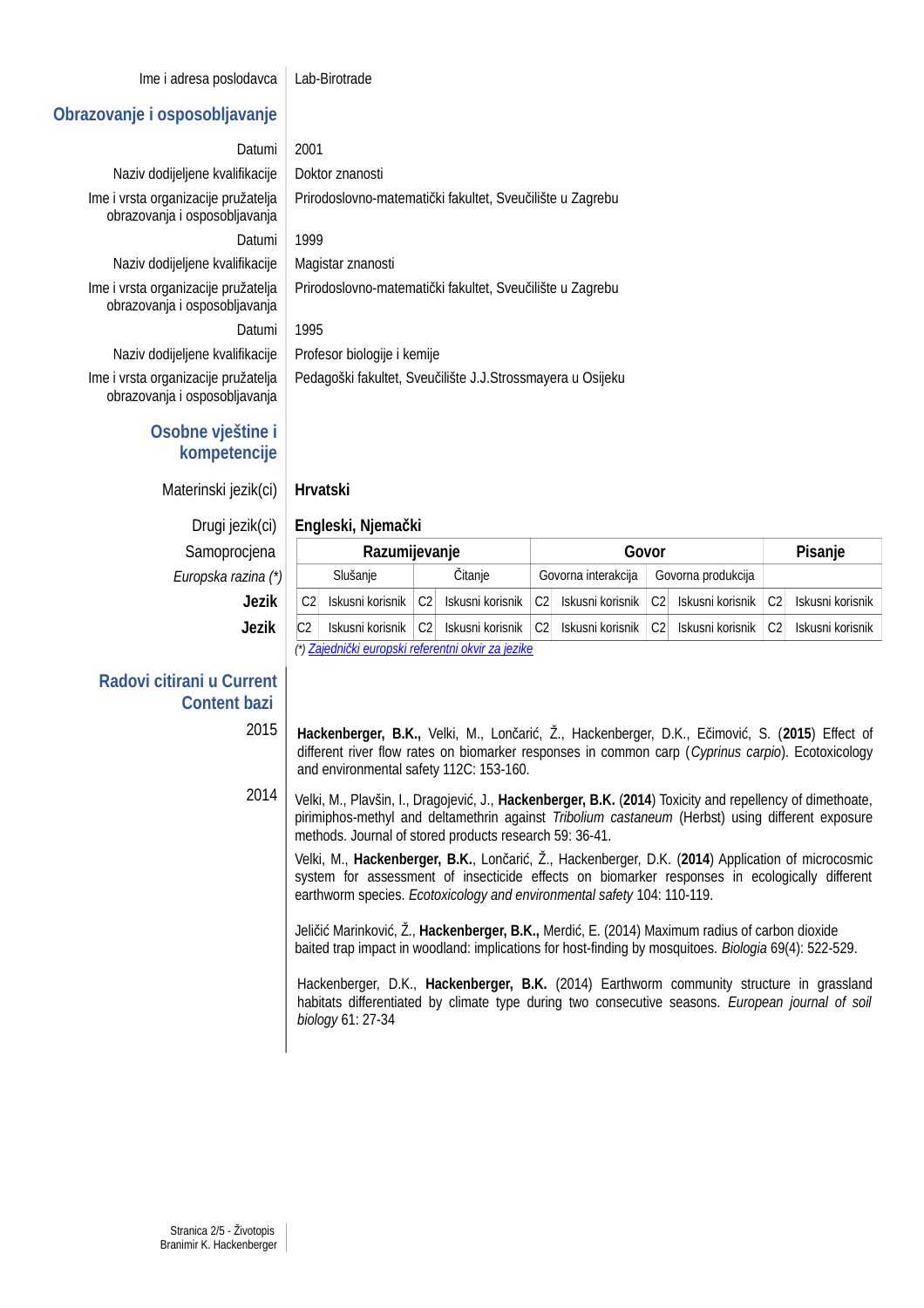Ime i adresa poslodavca: Lab-Birotrade

## Obrazovanje i osposobljavanje

Datumi: 2001

Naziv dodijeljene kvalifikacije: Doktor znanosti

Ime i vrsta organizacije pružatelja obrazovanja i osposobljavanja: Prirodoslovno-matematički fakultet, Sveučilište u Zagrebu

Datumi: 1999

Naziv dodijeljene kvalifikacije: Magistar znanosti

Ime i vrsta organizacije pružatelja obrazovanja i osposobljavanja: Prirodoslovno-matematički fakultet, Sveučilište u Zagrebu

Datumi: 1995

Naziv dodijeljene kvalifikacije: Profesor biologije i kemije

Ime i vrsta organizacije pružatelja obrazovanja i osposobljavanja: Pedagoški fakultet, Sveučilište J.J.Strossmayera u Osijeku

## Osobne vještine i kompetencije

Materinski jezik(ci): **Hrvatski**

Drugi jezik(ci): **Engleski, Njemački**

| Samoprocjena | Razumijevanje | | | | Govor | | | | Pisanje | |
|---|---|---|---|---|---|---|---|---|---|---|
| *Europska razina (*)* | Slušanje | | Čitanje | | Govorna interakcija | | Govorna produkcija | | | |
| **Jezik** | C2 | Iskusni korisnik | C2 | Iskusni korisnik | C2 | Iskusni korisnik | C2 | Iskusni korisnik | C2 | Iskusni korisnik |
| **Jezik** | C2 | Iskusni korisnik | C2 | Iskusni korisnik | C2 | Iskusni korisnik | C2 | Iskusni korisnik | C2 | Iskusni korisnik |

*(*) Zajednički europski referentni okvir za jezike*

## Radovi citirani u Current Content bazi

**2015**

**Hackenberger, B.K.,** Velki, M., Lončarić, Ž., Hackenberger, D.K., Ečimović, S. (**2015**) Effect of different river flow rates on biomarker responses in common carp (*Cyprinus carpio*). Ecotoxicology and environmental safety 112C: 153-160.

**2014**

Velki, M., Plavšin, I., Dragojević, J., **Hackenberger, B.K.** (**2014**) Toxicity and repellency of dimethoate, pirimiphos-methyl and deltamethrin against *Tribolium castaneum* (Herbst) using different exposure methods. Journal of stored products research 59: 36-41.

Velki, M., **Hackenberger, B.K.**, Lončarić, Ž., Hackenberger, D.K. (**2014**) Application of microcosmic system for assessment of insecticide effects on biomarker responses in ecologically different earthworm species. *Ecotoxicology and environmental safety* 104: 110-119.

Jeličić Marinković, Ž., **Hackenberger, B.K.,** Merdić, E. (2014) Maximum radius of carbon dioxide baited trap impact in woodland: implications for host-finding by mosquitoes. *Biologia* 69(4): 522-529.

Hackenberger, D.K., **Hackenberger, B.K.** (2014) Earthworm community structure in grassland habitats differentiated by climate type during two consecutive seasons. *European journal of soil biology* 61: 27-34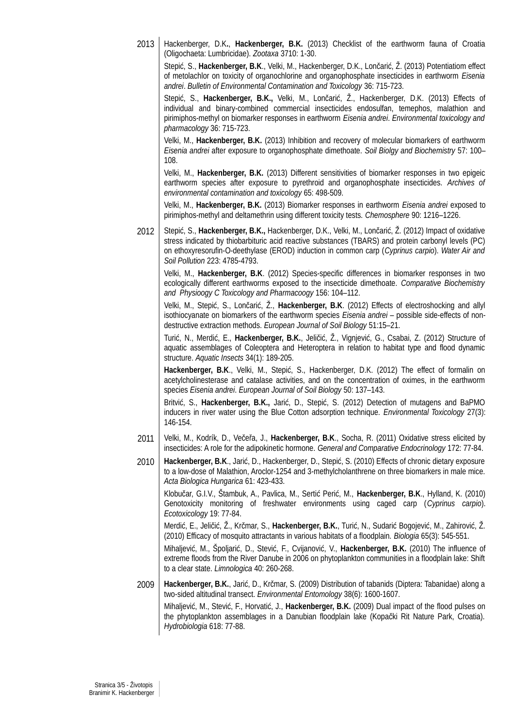**2013**

Hackenberger, D.K**.**, **Hackenberger, B.K.** (2013) Checklist of the earthworm fauna of Croatia (Oligochaeta: Lumbricidae). *Zootaxa* 3710: 1-30.

Stepić, S., **Hackenberger, B.K**., Velki, M., Hackenberger, D.K., Lončarić, Ž. (2013) Potentiatiom effect of metolachlor on toxicity of organochlorine and organophosphate insecticides in earthworm *Eisenia andrei*. *Bulletin of Environmental Contamination and Toxicology* 36: 715-723.

Stepić, S., **Hackenberger, B.K.,** Velki, M., Lončarić, Ž., Hackenberger, D.K. (2013) Effects of individual and binary-combined commercial insecticides endosulfan, temephos, malathion and pirimiphos-methyl on biomarker responses in earthworm *Eisenia andrei*. *Environmental toxicology and pharmacology* 36: 715-723.

Velki, M., **Hackenberger, B.K.** (2013) Inhibition and recovery of molecular biomarkers of earthworm *Eisenia andrei* after exposure to organophosphate dimethoate. *Soil Biolgy and Biochemistry* 57: 100–108.

Velki, M., **Hackenberger, B.K.** (2013) Different sensitivities of biomarker responses in two epigeic earthworm species after exposure to pyrethroid and organophosphate insecticides. *Archives of environmental contamination and toxicology* 65: 498-509.

Velki, M., **Hackenberger, B.K.** (2013) Biomarker responses in earthworm *Eisenia andrei* exposed to pirimiphos-methyl and deltamethrin using different toxicity tests. *Chemosphere* 90: 1216–1226.

**2012**

Stepić, S., **Hackenberger, B.K.,** Hackenberger, D.K., Velki, M., Lončarić, Ž. (2012) Impact of oxidative stress indicated by thiobarbituric acid reactive substances (TBARS) and protein carbonyl levels (PC) on ethoxyresorufin-O-deethylase (EROD) induction in common carp (*Cyprinus carpio*). *Water Air and Soil Pollution* 223: 4785-4793.

Velki, M., **Hackenberger, B.K**. (2012) Species-specific differences in biomarker responses in two ecologically different earthworms exposed to the insecticide dimethoate. *Comparative Biochemistry and Physioogy C Toxicology and Pharmacoogy* 156: 104–112.

Velki, M., Stepić, S., Lončarić, Ž., **Hackenberger, B.K**. (2012) Effects of electroshocking and allyl isothiocyanate on biomarkers of the earthworm species *Eisenia andrei* – possible side-effects of non-destructive extraction methods. *European Journal of Soil Biology* 51:15–21.

Turić, N., Merdić, E., **Hackenberger, B.K.**, Jeličić, Ž., Vignjević, G., Csabai, Z. (2012) Structure of aquatic assemblages of Coleoptera and Heteroptera in relation to habitat type and flood dynamic structure. *Aquatic Insects* 34(1): 189-205.

**Hackenberger, B.K**., Velki, M., Stepić, S., Hackenberger, D.K. (2012) The effect of formalin on acetylcholinesterase and catalase activities, and on the concentration of oximes, in the earthworm species *Eisenia andrei*. *European Journal of Soil Biology* 50: 137–143.

Britvić, S., **Hackenberger, B.K.,** Jarić, D., Stepić, S. (2012) Detection of mutagens and BaPMO inducers in river water using the Blue Cotton adsorption technique. *Environmental Toxicology* 27(3): 146-154.

**2011**

Velki, M., Kodrík, D., Večeřa, J., **Hackenberger, B.K**., Socha, R. (2011) Oxidative stress elicited by insecticides: A role for the adipokinetic hormone. *General and Comparative Endocrinology* 172: 77-84.

**2010**

**Hackenberger, B.K**., Jarić, D., Hackenberger, D., Stepić, S. (2010) Effects of chronic dietary exposure to a low-dose of Malathion, Aroclor-1254 and 3-methylcholanthrene on three biomarkers in male mice. *Acta Biologica Hungarica* 61: 423-433.

Klobučar, G.I.V., Štambuk, A., Pavlica, M., Sertić Perić, M., **Hackenberger, B.K**., Hylland, K. (2010) Genotoxicity monitoring of freshwater environments using caged carp (*Cyprinus carpio*). *Ecotoxicology* 19: 77-84.

Merdić, E., Jeličić, Ž., Krčmar, S., **Hackenberger, B.K.**, Turić, N., Sudarić Bogojević, M., Zahirović, Ž. (2010) Efficacy of mosquito attractants in various habitats of a floodplain. *Biologia* 65(3): 545-551.

Mihaljević, M., Špoljarić, D., Stević, F., Cvijanović, V., **Hackenberger, B.K.** (2010) The influence of extreme floods from the River Danube in 2006 on phytoplankton communities in a floodplain lake: Shift to a clear state. *Limnologica* 40: 260-268.

**2009**

**Hackenberger, B.K.**, Jarić, D., Krčmar, S. (2009) Distribution of tabanids (Diptera: Tabanidae) along a two-sided altitudinal transect. *Environmental Entomology* 38(6): 1600-1607.

Mihaljević, M., Stević, F., Horvatić, J., **Hackenberger, B.K.** (2009) Dual impact of the flood pulses on the phytoplankton assemblages in a Danubian floodplain lake (Kopački Rit Nature Park, Croatia). *Hydrobiologia* 618: 77-88.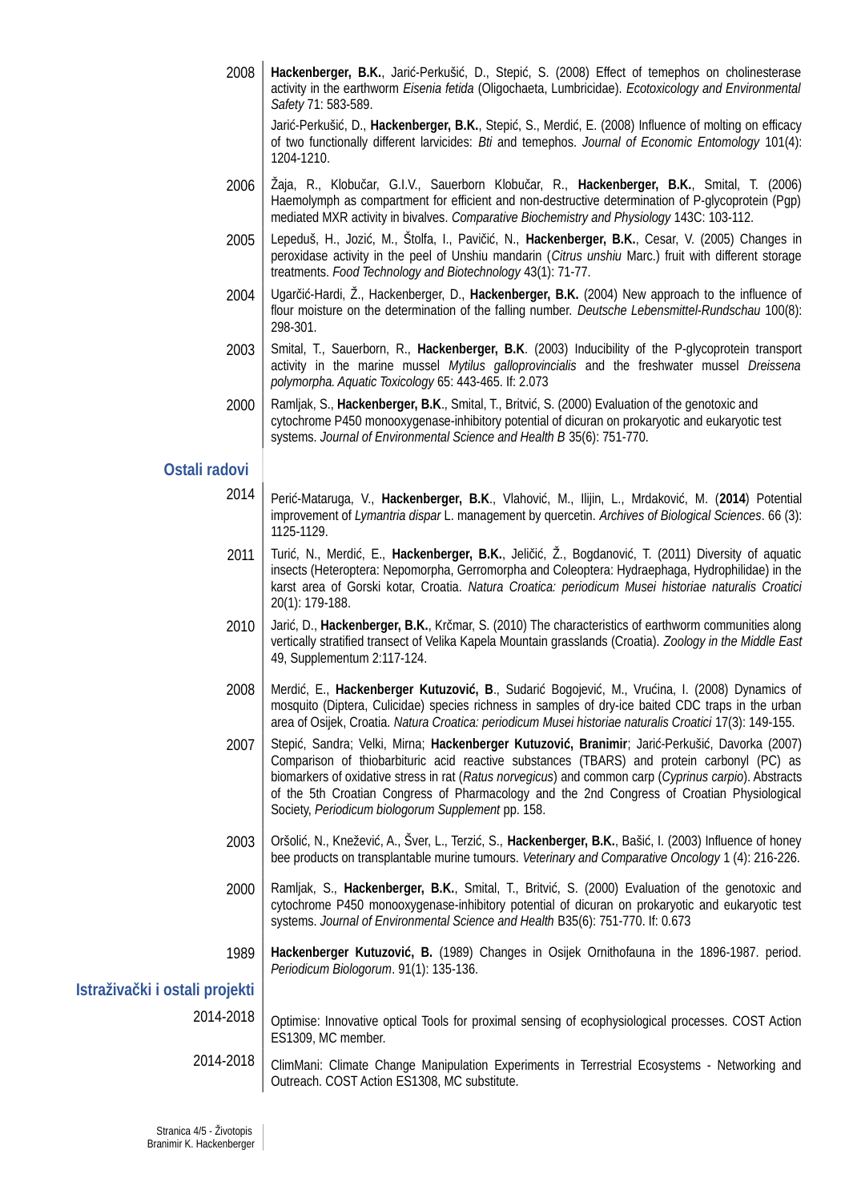2008 **Hackenberger, B.K.**, Jarić-Perkušić, D., Stepić, S. (2008) Effect of temephos on cholinesterase activity in the earthworm *Eisenia fetida* (Oligochaeta, Lumbricidae). *Ecotoxicology and Environmental Safety* 71: 583-589.

Jarić-Perkušić, D., **Hackenberger, B.K.**, Stepić, S., Merdić, E. (2008) Influence of molting on efficacy of two functionally different larvicides: *Bti* and temephos. *Journal of Economic Entomology* 101(4): 1204-1210.

2006 Žaja, R., Klobučar, G.I.V., Sauerborn Klobučar, R., **Hackenberger, B.K.**, Smital, T. (2006) Haemolymph as compartment for efficient and non-destructive determination of P-glycoprotein (Pgp) mediated MXR activity in bivalves. *Comparative Biochemistry and Physiology* 143C: 103-112.

2005 Lepeduš, H., Jozić, M., Štolfa, I., Pavičić, N., **Hackenberger, B.K.**, Cesar, V. (2005) Changes in peroxidase activity in the peel of Unshiu mandarin (*Citrus unshiu* Marc.) fruit with different storage treatments. *Food Technology and Biotechnology* 43(1): 71-77.

2004 Ugarčić-Hardi, Ž., Hackenberger, D., **Hackenberger, B.K.** (2004) New approach to the influence of flour moisture on the determination of the falling number. *Deutsche Lebensmittel-Rundschau* 100(8): 298-301.

2003 Smital, T., Sauerborn, R., **Hackenberger, B.K**. (2003) Inducibility of the P-glycoprotein transport activity in the marine mussel *Mytilus galloprovincialis* and the freshwater mussel *Dreissena polymorpha. Aquatic Toxicology* 65: 443-465. If: 2.073

2000 Ramljak, S., **Hackenberger, B.K**., Smital, T., Britvić, S. (2000) Evaluation of the genotoxic and cytochrome P450 monooxygenase-inhibitory potential of dicuran on prokaryotic and eukaryotic test systems. *Journal of Environmental Science and Health B* 35(6): 751-770.

## Ostali radovi

2014 Perić-Mataruga, V., **Hackenberger, B.K**., Vlahović, M., Ilijin, L., Mrdaković, M. (**2014**) Potential improvement of *Lymantria dispar* L. management by quercetin. *Archives of Biological Sciences*. 66 (3): 1125-1129.

2011 Turić, N., Merdić, E., **Hackenberger, B.K.**, Jeličić, Ž., Bogdanović, T. (2011) Diversity of aquatic insects (Heteroptera: Nepomorpha, Gerromorpha and Coleoptera: Hydraephaga, Hydrophilidae) in the karst area of Gorski kotar, Croatia. *Natura Croatica: periodicum Musei historiae naturalis Croatici* 20(1): 179-188.

2010 Jarić, D., **Hackenberger, B.K.**, Krčmar, S. (2010) The characteristics of earthworm communities along vertically stratified transect of Velika Kapela Mountain grasslands (Croatia). *Zoology in the Middle East* 49, Supplementum 2:117-124.

2008 Merdić, E., **Hackenberger Kutuzović, B**., Sudarić Bogojević, M., Vrućina, I. (2008) Dynamics of mosquito (Diptera, Culicidae) species richness in samples of dry-ice baited CDC traps in the urban area of Osijek, Croatia. *Natura Croatica: periodicum Musei historiae naturalis Croatici* 17(3): 149-155.

2007 Stepić, Sandra; Velki, Mirna; **Hackenberger Kutuzović, Branimir**; Jarić-Perkušić, Davorka (2007) Comparison of thiobarbituric acid reactive substances (TBARS) and protein carbonyl (PC) as biomarkers of oxidative stress in rat (*Ratus norvegicus*) and common carp (*Cyprinus carpio*). Abstracts of the 5th Croatian Congress of Pharmacology and the 2nd Congress of Croatian Physiological Society, *Periodicum biologorum Supplement* pp. 158.

2003 Oršolić, N., Knežević, A., Šver, L., Terzić, S., **Hackenberger, B.K.**, Bašić, I. (2003) Influence of honey bee products on transplantable murine tumours. *Veterinary and Comparative Oncology* 1 (4): 216-226.

2000 Ramljak, S., **Hackenberger, B.K.**, Smital, T., Britvić, S. (2000) Evaluation of the genotoxic and cytochrome P450 monooxygenase-inhibitory potential of dicuran on prokaryotic and eukaryotic test systems. *Journal of Environmental Science and Health* B35(6): 751-770. If: 0.673

1989 **Hackenberger Kutuzović, B.** (1989) Changes in Osijek Ornithofauna in the 1896-1987. period. *Periodicum Biologorum*. 91(1): 135-136.

## Istraživački i ostali projekti

2014-2018 Optimise: Innovative optical Tools for proximal sensing of ecophysiological processes. COST Action ES1309, MC member.

2014-2018 ClimMani: Climate Change Manipulation Experiments in Terrestrial Ecosystems - Networking and Outreach. COST Action ES1308, MC substitute.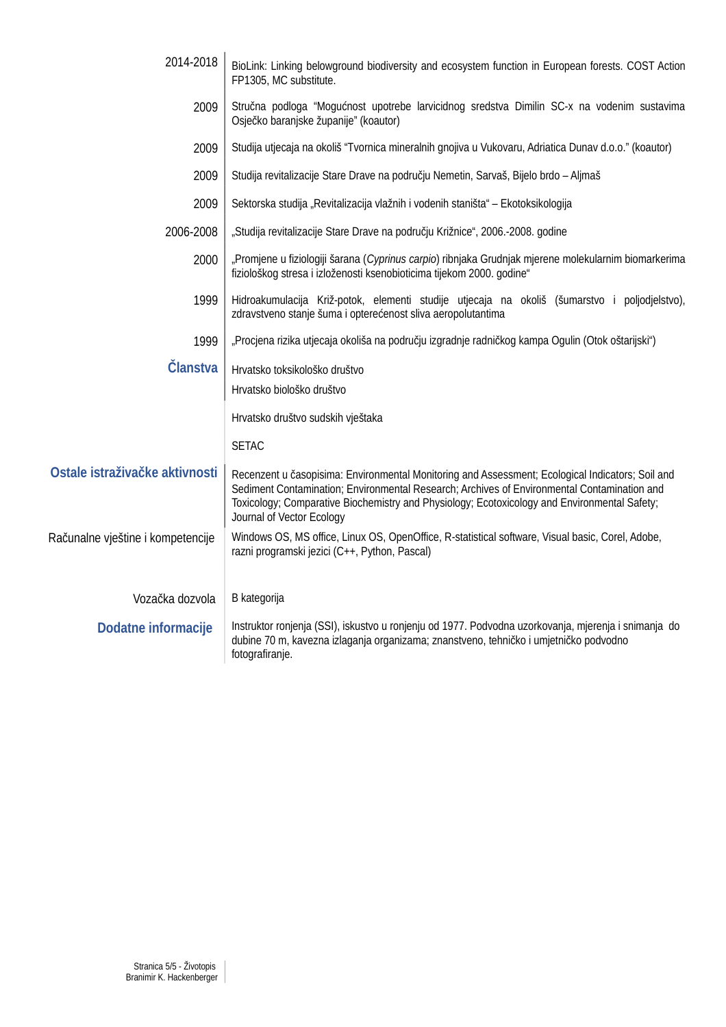| | |
|---|---|
| 2014-2018 | BioLink: Linking belowground biodiversity and ecosystem function in European forests. COST Action FP1305, MC substitute. |
| 2009 | Stručna podloga "Mogućnost upotrebe larvicidnog sredstva Dimilin SC-x na vodenim sustavima Osječko baranjske županije" (koautor) |
| 2009 | Studija utjecaja na okoliš "Tvornica mineralnih gnojiva u Vukovaru, Adriatica Dunav d.o.o." (koautor) |
| 2009 | Studija revitalizacije Stare Drave na području Nemetin, Sarvaš, Bijelo brdo – Aljmaš |
| 2009 | Sektorska studija „Revitalizacija vlažnih i vodenih staništa" – Ekotoksikologija |
| 2006-2008 | „Studija revitalizacije Stare Drave na području Križnice", 2006.-2008. godine |
| 2000 | „Promjene u fiziologiji šarana (*Cyprinus carpio*) ribnjaka Grudnjak mjerene molekularnim biomarkerima fiziološkog stresa i izloženosti ksenobioticima tijekom 2000. godine" |
| 1999 | Hidroakumulacija Križ-potok, elementi studije utjecaja na okoliš (šumarstvo i poljodjelstvo), zdravstveno stanje šuma i opterećenost sliva aeropolutantima |
| 1999 | „Procjena rizika utjecaja okoliša na području izgradnje radničkog kampa Ogulin (Otok oštarijski") |
| **Članstva** | Hrvatsko toksikološko društvo |
| | Hrvatsko biološko društvo |
| | Hrvatsko društvo sudskih vještaka |
| | SETAC |
| **Ostale istraživačke aktivnosti** | Recenzent u časopisima: Environmental Monitoring and Assessment; Ecological Indicators; Soil and Sediment Contamination; Environmental Research; Archives of Environmental Contamination and Toxicology; Comparative Biochemistry and Physiology; Ecotoxicology and Environmental Safety; Journal of Vector Ecology |
| Računalne vještine i kompetencije | Windows OS, MS office, Linux OS, OpenOffice, R-statistical software, Visual basic, Corel, Adobe, razni programski jezici (C++, Python, Pascal) |
| Vozačka dozvola | B kategorija |
| **Dodatne informacije** | Instruktor ronjenja (SSI), iskustvo u ronjenju od 1977. Podvodna uzorkovanja, mjerenja i snimanja do dubine 70 m, kavezna izlaganja organizama; znanstveno, tehničko i umjetničko podvodno fotografiranje. |